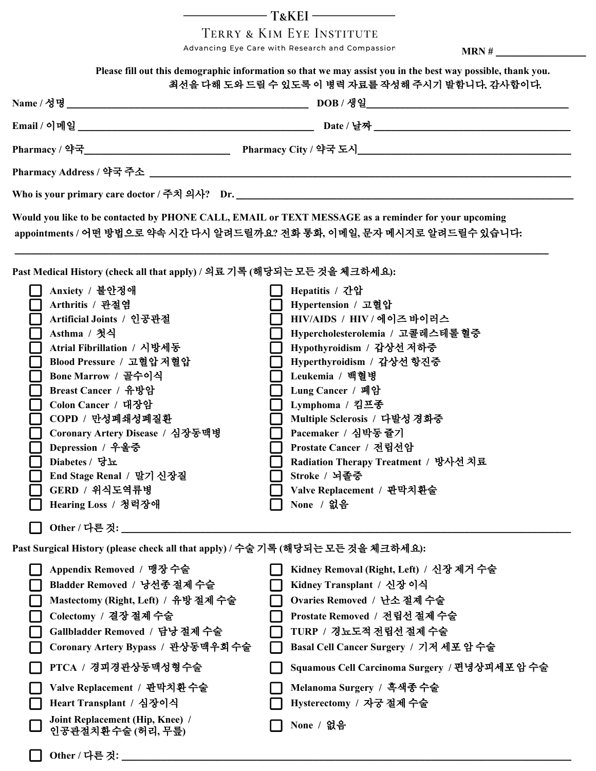# T&KEI

## Terry & Kim Eye Institute

Advancing Eye Care with Research and Compassion

**MRN #** ____________________

**Please fill out this demographic information so that we may assist you in the best way possible, thank you.**
**최선을 다해 도와 드릴 수 있도록 이 병력 자료를 작성해 주시기 발합니다. 감사합이다.**

**Name / 성명** ______________________________ **DOB / 생일** ______________________________

**Email / 이메일** ______________________________ **Date / 날짜** ______________________________

**Pharmacy / 약국** ______________________________ **Pharmacy City / 약국 도시** ______________________________

**Pharmacy Address / 약국 주소** ______________________________

**Who is your primary care doctor / 주치 의사? Dr.** ______________________________

**Would you like to be contacted by PHONE CALL, EMAIL or TEXT MESSAGE as a reminder for your upcoming appointments / 어떤 방법으로 약속 시간 다시 알려드릴까요? 전화 통화, 이메일, 문자 메시지로 알려드릴수 있습니다:**

______________________________

**Past Medical History (check all that apply) / 의료 기록 (해당되는 모든 것을 체크하세요):**

- ☐ **Anxiety / 불안정애**
- ☐ **Arthritis / 관절염**
- ☐ **Artificial Joints / 인공관절**
- ☐ **Asthma / 첫식**
- ☐ **Atrial Fibrillation / 시방세동**
- ☐ **Blood Pressure / 고혈압 저혈압**
- ☐ **Bone Marrow / 골수이식**
- ☐ **Breast Cancer / 유방암**
- ☐ **Colon Cancer / 대장암**
- ☐ **COPD / 만성폐쇄성폐질환**
- ☐ **Coronary Artery Disease / 심장동맥병**
- ☐ **Depression / 우울증**
- ☐ **Diabetes / 당뇨**
- ☐ **End Stage Renal / 말기 신장질**
- ☐ **GERD / 위식도역류병**
- ☐ **Hearing Loss / 청력장애**
- ☐ **Hepatitis / 간압**
- ☐ **Hypertension / 고혈압**
- ☐ **HIV/AIDS / HIV / 에이즈 바이러스**
- ☐ **Hypercholesterolemia / 고콜레스테롤 혈증**
- ☐ **Hypothyroidism / 갑상선 저하증**
- ☐ **Hyperthyroidism / 갑상선 항진증**
- ☐ **Leukemia / 백혈병**
- ☐ **Lung Cancer / 폐암**
- ☐ **Lymphoma / 킴프종**
- ☐ **Multiple Sclerosis / 다발성 경화증**
- ☐ **Pacemaker / 심박동 쥴기**
- ☐ **Prostate Cancer / 전립선암**
- ☐ **Radiation Therapy Treatment / 방사선 치료**
- ☐ **Stroke / 뇌졸중**
- ☐ **Valve Replacement / 판막치환술**
- ☐ **None / 없음**
- ☐ **Other / 다른 것:** ______________________________

**Past Surgical History (please check all that apply) / 수술 기록 (해당되는 모든 것을 체크하세요):**

- ☐ **Appendix Removed / 맹장 수술**
- ☐ **Bladder Removed / 낭선종 절제 수술**
- ☐ **Mastectomy (Right, Left) / 유방 절제 수술**
- ☐ **Colectomy / 결장 절제 수술**
- ☐ **Gallbladder Removed / 담낭 절제 수술**
- ☐ **Coronary Artery Bypass / 관상동맥우회수술**
- ☐ **PTCA / 경피경관상동맥성형수술**
- ☐ **Valve Replacement / 판막치환 수술**
- ☐ **Heart Transplant / 심장이식**
- ☐ **Joint Replacement (Hip, Knee) / 인공관절치환수술 (허리, 무릎)**
- ☐ **Kidney Removal (Right, Left) / 신장 제거 수술**
- ☐ **Kidney Transplant / 신장 이식**
- ☐ **Ovaries Removed / 난소 절제 수술**
- ☐ **Prostate Removed / 전립선 절제 수술**
- ☐ **TURP / 경뇨도적 전립선 절제 수술**
- ☐ **Basal Cell Cancer Surgery / 기저 세포 암 수술**
- ☐ **Squamous Cell Carcinoma Surgery / 편평상피세포 암 수술**
- ☐ **Melanoma Surgery / 흑색종 수술**
- ☐ **Hysterectomy / 자궁 절제 수술**
- ☐ **None / 없음**
- ☐ **Other / 다른 것:** ______________________________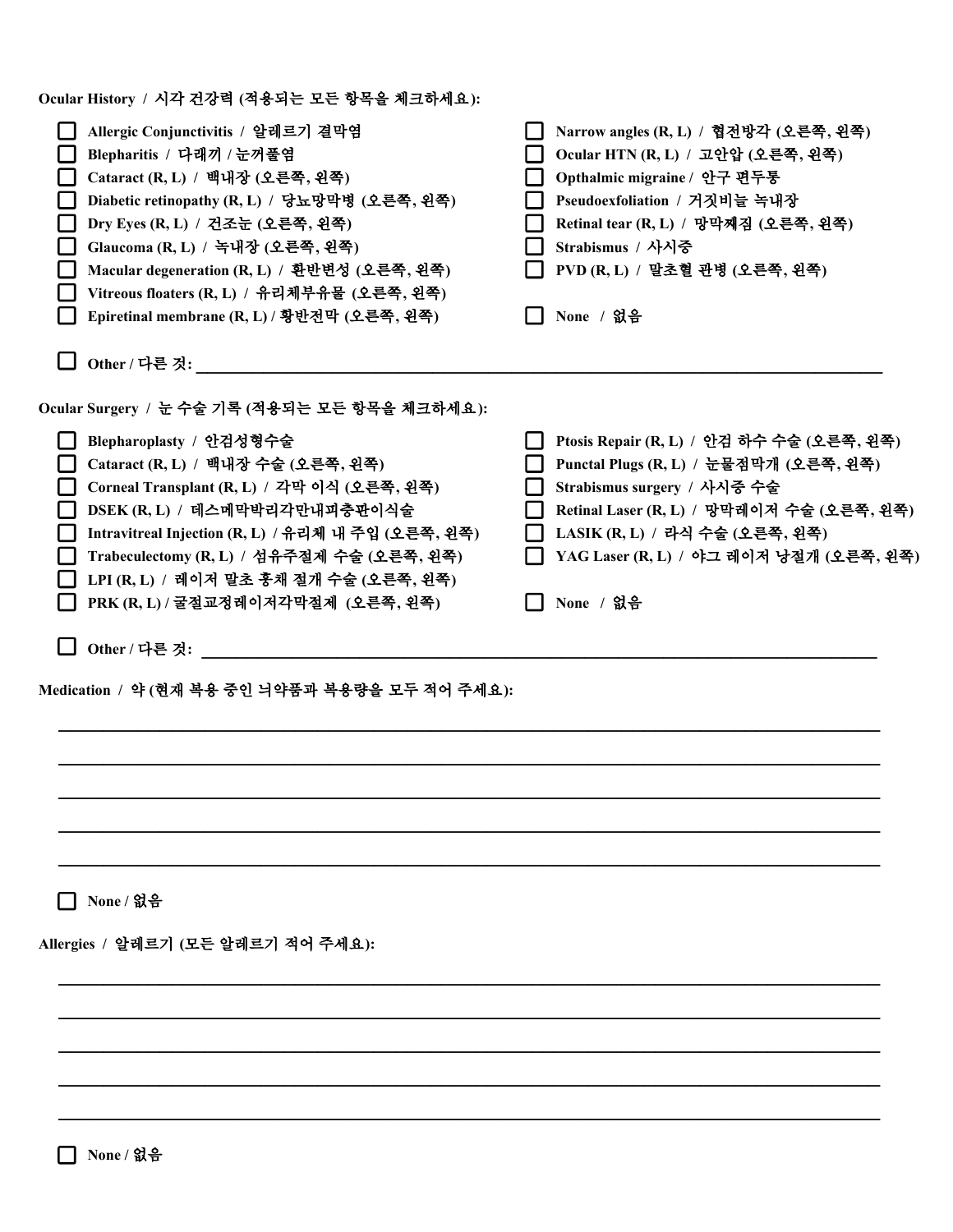**Ocular History / 시각 건강력 (적용되는 모든 항목을 체크하세요):**

- [ ] Allergic Conjunctivitis / 알레르기 결막염
- [ ] Blepharitis / 다래끼 / 눈꺼풀염
- [ ] Cataract (R, L) / 백내장 (오른쪽, 왼쪽)
- [ ] Diabetic retinopathy (R, L) / 당뇨망막병 (오른쪽, 왼쪽)
- [ ] Dry Eyes (R, L) / 건조눈 (오른쪽, 왼쪽)
- [ ] Glaucoma (R, L) / 녹내장 (오른쪽, 왼쪽)
- [ ] Macular degeneration (R, L) / 환반변성 (오른쪽, 왼쪽)
- [ ] Vitreous floaters (R, L) / 유리체부유물 (오른쪽, 왼쪽)
- [ ] Epiretinal membrane (R, L) / 황반전막 (오른쪽, 왼쪽)
- [ ] Narrow angles (R, L) / 협전방각 (오른쪽, 왼쪽)
- [ ] Ocular HTN (R, L) / 고안압 (오른쪽, 왼쪽)
- [ ] Opthalmic migraine / 안구 편두통
- [ ] Pseudoexfoliation / 거짓비늘 녹내장
- [ ] Retinal tear (R, L) / 망막찢김 (오른쪽, 왼쪽)
- [ ] Strabismus / 사시증
- [ ] PVD (R, L) / 말초혈 관병 (오른쪽, 왼쪽)
- [ ] None / 없음
- [ ] Other / 다른 것: ______________________________

**Ocular Surgery / 눈 수술 기록 (적용되는 모든 항목을 체크하세요):**

- [ ] Blepharoplasty / 안검성형수술
- [ ] Cataract (R, L) / 백내장 수술 (오른쪽, 왼쪽)
- [ ] Corneal Transplant (R, L) / 각막 이식 (오른쪽, 왼쪽)
- [ ] DSEK (R, L) / 데스메막박리각만내피층판이식술
- [ ] Intravitreal Injection (R, L) / 유리체 내 주입 (오른쪽, 왼쪽)
- [ ] Trabeculectomy (R, L) / 섬유주절제 수술 (오른쪽, 왼쪽)
- [ ] LPI (R, L) / 레이저 말초 홍채 절개 수술 (오른쪽, 왼쪽)
- [ ] PRK (R, L) / 굴절교정레이저각막절제 (오른쪽, 왼쪽)
- [ ] Ptosis Repair (R, L) / 안검 하수 수술 (오른쪽, 왼쪽)
- [ ] Punctal Plugs (R, L) / 눈물점막개 (오른쪽, 왼쪽)
- [ ] Strabismus surgery / 사시증 수술
- [ ] Retinal Laser (R, L) / 망막레이저 수술 (오른쪽, 왼쪽)
- [ ] LASIK (R, L) / 라식 수술 (오른쪽, 왼쪽)
- [ ] YAG Laser (R, L) / 야그 레이저 낭절개 (오른쪽, 왼쪽)
- [ ] None / 없음
- [ ] Other / 다른 것: ______________________________

**Medication / 약 (현재 복용 중인 녀약품과 복용량을 모두 적어 주세요):**

______________________________

______________________________

______________________________

______________________________

______________________________

- [ ] None / 없음

**Allergies / 알레르기 (모든 알레르기 적어 주세요):**

______________________________

______________________________

______________________________

______________________________

______________________________

- [ ] None / 없음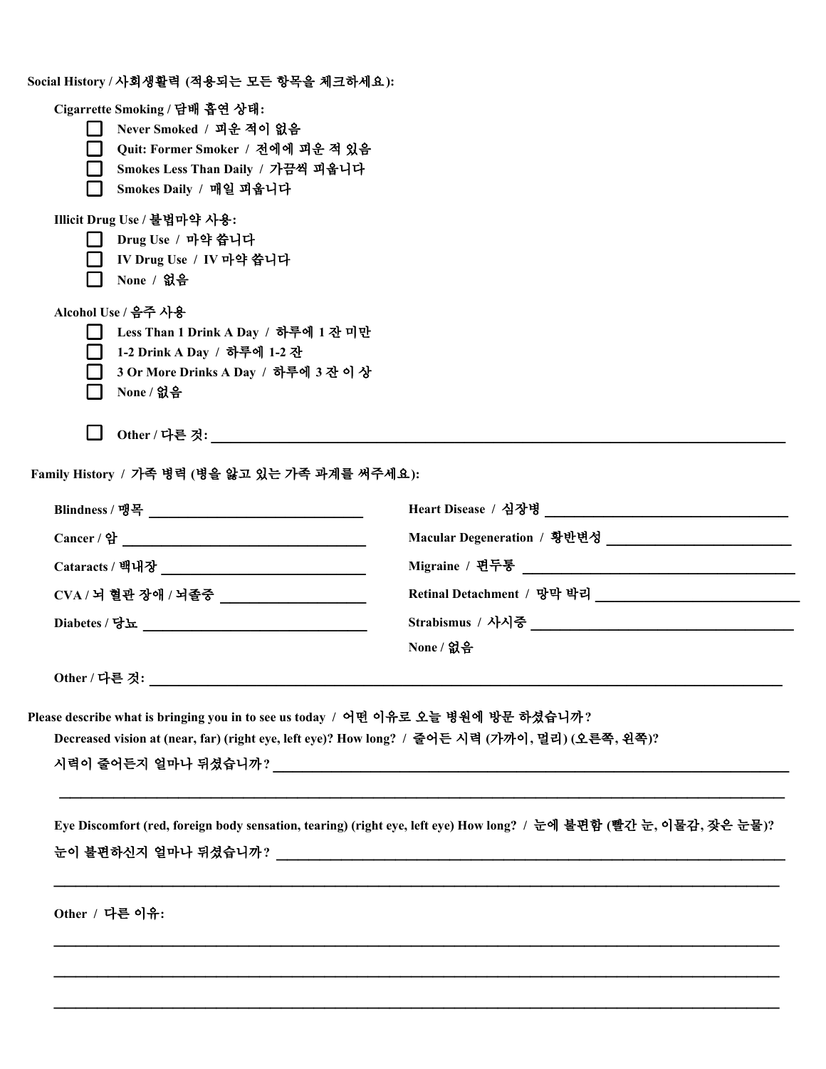**Social History / 사회생활력 (적용되는 모든 항목을 체크하세요):**

**Cigarrette Smoking / 담배 흡연 상태:**

- ☐ **Never Smoked / 피운 적이 없음**
- ☐ **Quit: Former Smoker / 전에에 피운 적 있음**
- ☐ **Smokes Less Than Daily / 가끔씩 피웁니다**
- ☐ **Smokes Daily / 매일 피웁니다**

**Illicit Drug Use / 불법마약 사용:**

- ☐ **Drug Use / 마약 씁니다**
- ☐ **IV Drug Use / IV 마약 씁니다**
- ☐ **None / 없음**

**Alcohol Use / 음주 사용**

- ☐ **Less Than 1 Drink A Day / 하루에 1 잔 미만**
- ☐ **1-2 Drink A Day / 하루에 1-2 잔**
- ☐ **3 Or More Drinks A Day / 하루에 3 잔 이 상**
- ☐ **None / 없음**

- ☐ **Other / 다른 것:** ______________________________

**Family History / 가족 병력 (병을 앓고 있는 가족 과계를 써주세요):**

**Blindness / 맹목** ______________________________

**Cancer / 암** ______________________________

**Cataracts / 백내장** ______________________________

**CVA / 뇌 혈관 장애 / 뇌졸중** ______________________________

**Diabetes / 당뇨** ______________________________

**Heart Disease / 심장병** ______________________________

**Macular Degeneration / 황반변성** ______________________________

**Migraine / 편두통** ______________________________

**Retinal Detachment / 망막 박리** ______________________________

**Strabismus / 사시증** ______________________________

**None / 없음**

**Other / 다른 것:** ______________________________

**Please describe what is bringing you in to see us today / 어떤 이유로 오늘 병원에 방문 하셨습니까?**

**Decreased vision at (near, far) (right eye, left eye)? How long? / 줄어든 시력 (가까이, 멀리) (오른쪽, 왼쪽)?**

**시력이 줄어든지 얼마나 뒤셨습니까?** ______________________________

______________________________

**Eye Discomfort (red, foreign body sensation, tearing) (right eye, left eye) How long? / 눈에 불편함 (빨간 눈, 이물감, 잦은 눈물)?**

**눈이 불편하신지 얼마나 뒤셨습니까?** ______________________________

______________________________

**Other / 다른 이유:**

______________________________

______________________________

______________________________